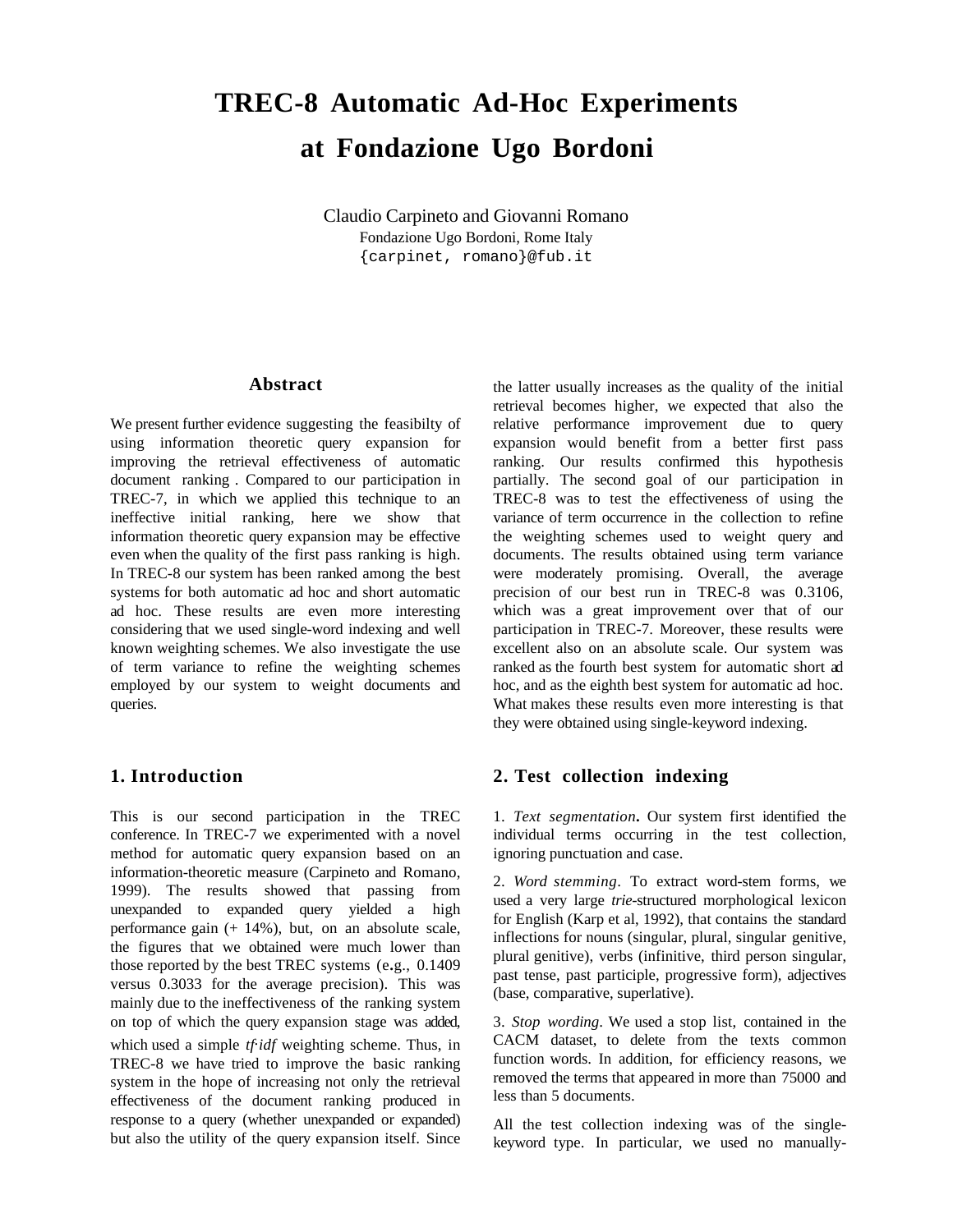# TREC-8 Automatic Ad-Hoc Experiments at Fondazione Ugo Bordoni

Claudio Carpineto and Giovanni Romano

Fondazione Ugo Bordoni, Rome Italy

{carpinet, romano}@fub.it

## Abstract

We present further evidence suggesting the feasibilty of using information theoretic query expansion for improving the retrieval effectiveness of automatic document ranking . Compared to our participation in TREC-7, in which we applied this technique to an ineffective initial ranking, here we show that information theoretic query expansion may be effective even when the quality of the first pass ranking is high. In TREC-8 our system has been ranked among the best systems for both automatic ad hoc and short automatic ad hoc. These results are even more interesting considering that we used single-word indexing and well known weighting schemes. We also investigate the use of term variance to refine the weighting schemes employed by our system to weight documents and queries.

## 1. Introduction

This is our second participation in the TREC conference. In TREC-7 we experimented with a novel method for automatic query expansion based on an information-theoretic measure (Carpineto and Romano, 1999). The results showed that passing from unexpanded to expanded query yielded a high performance gain (+ 14%), but, on an absolute scale, the figures that we obtained were much lower than those reported by the best TREC systems (e.g., 0.1409 versus 0.3033 for the average precision). This was mainly due to the ineffectiveness of the ranking system on top of which the query expansion stage was added, which used a simple *tf·idf* weighting scheme. Thus, in TREC-8 we have tried to improve the basic ranking system in the hope of increasing not only the retrieval effectiveness of the document ranking produced in response to a query (whether unexpanded or expanded) but also the utility of the query expansion itself. Since the latter usually increases as the quality of the initial retrieval becomes higher, we expected that also the relative performance improvement due to query expansion would benefit from a better first pass ranking. Our results confirmed this hypothesis partially. The second goal of our participation in TREC-8 was to test the effectiveness of using the variance of term occurrence in the collection to refine the weighting schemes used to weight query and documents. The results obtained using term variance were moderately promising. Overall, the average precision of our best run in TREC-8 was 0.3106, which was a great improvement over that of our participation in TREC-7. Moreover, these results were excellent also on an absolute scale. Our system was ranked as the fourth best system for automatic short ad hoc, and as the eighth best system for automatic ad hoc. What makes these results even more interesting is that they were obtained using single-keyword indexing.

## 2. Test collection indexing

1. *Text segmentation***.** Our system first identified the individual terms occurring in the test collection, ignoring punctuation and case.

2. *Word stemming*. To extract word-stem forms, we used a very large *trie*-structured morphological lexicon for English (Karp et al, 1992), that contains the standard inflections for nouns (singular, plural, singular genitive, plural genitive), verbs (infinitive, third person singular, past tense, past participle, progressive form), adjectives (base, comparative, superlative).

3. *Stop wording*. We used a stop list, contained in the CACM dataset, to delete from the texts common function words. In addition, for efficiency reasons, we removed the terms that appeared in more than 75000 and less than 5 documents.

All the test collection indexing was of the single-keyword type. In particular, we used no manually-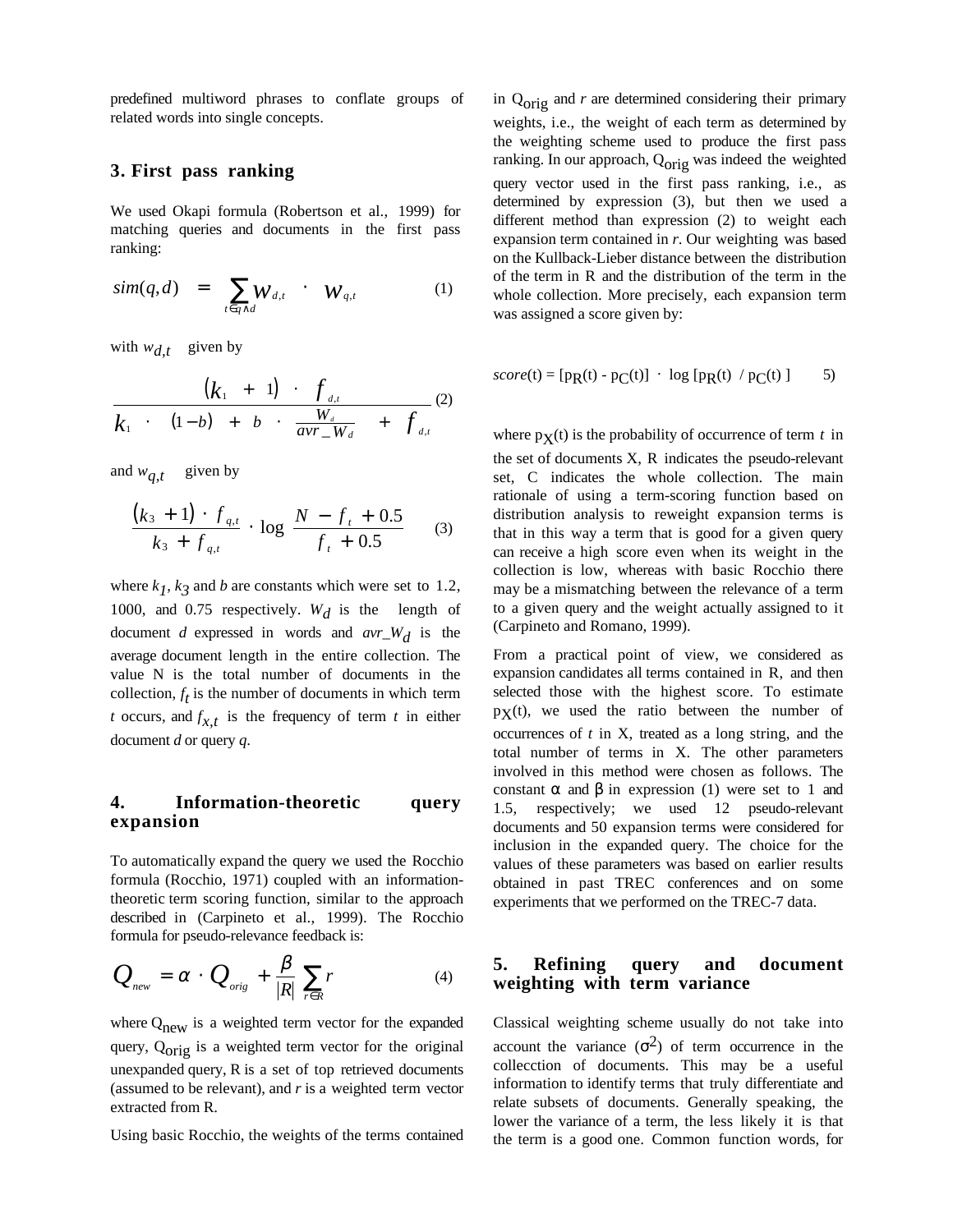predefined multiword phrases to conflate groups of related words into single concepts.

## 3. First pass ranking

We used Okapi formula (Robertson et al., 1999) for matching queries and documents in the first pass ranking:

$$sim(q,d) = \sum_{t \in q \wedge d} w_{d,t} \cdot w_{q,t} \quad (1)$$

with $w_{d,t}$ given by

$$\frac{(k_1 + 1) \cdot f_{d,t}}{k_1 \cdot \left((1-b) + b \cdot \frac{W_d}{avr\_W_d}\right) + f_{d,t}} \quad (2)$$

and $w_{q,t}$ given by

$$\frac{(k_3 + 1) \cdot f_{q,t}}{k_3 + f_{q,t}} \cdot \log \frac{N - f_t + 0.5}{f_t + 0.5} \quad (3)$$

where $k_1$, $k_3$ and $b$ are constants which were set to 1.2, 1000, and 0.75 respectively. $W_d$ is the length of document $d$ expressed in words and $avr\_W_d$ is the average document length in the entire collection. The value N is the total number of documents in the collection, $f_t$ is the number of documents in which term $t$ occurs, and $f_{x,t}$ is the frequency of term $t$ in either document $d$ or query $q$.

## 4. Information-theoretic query expansion

To automatically expand the query we used the Rocchio formula (Rocchio, 1971) coupled with an information-theoretic term scoring function, similar to the approach described in (Carpineto et al., 1999). The Rocchio formula for pseudo-relevance feedback is:

$$Q_{new} = \alpha \cdot Q_{orig} + \frac{\beta}{|R|} \sum_{r \in R} r \quad (4)$$

where $Q_{new}$ is a weighted term vector for the expanded query, $Q_{orig}$ is a weighted term vector for the original unexpanded query, R is a set of top retrieved documents (assumed to be relevant), and $r$ is a weighted term vector extracted from R.

Using basic Rocchio, the weights of the terms contained in $Q_{orig}$ and $r$ are determined considering their primary weights, i.e., the weight of each term as determined by the weighting scheme used to produce the first pass ranking. In our approach, $Q_{orig}$ was indeed the weighted query vector used in the first pass ranking, i.e., as determined by expression (3), but then we used a different method than expression (2) to weight each expansion term contained in $r$. Our weighting was based on the Kullback-Lieber distance between the distribution of the term in R and the distribution of the term in the whole collection. More precisely, each expansion term was assigned a score given by:

$$score(t) = [p_R(t) - p_C(t)] \cdot \log [p_R(t) / p_C(t)] \quad 5)$$

where $p_X(t)$ is the probability of occurrence of term $t$ in the set of documents X, R indicates the pseudo-relevant set, C indicates the whole collection. The main rationale of using a term-scoring function based on distribution analysis to reweight expansion terms is that in this way a term that is good for a given query can receive a high score even when its weight in the collection is low, whereas with basic Rocchio there may be a mismatching between the relevance of a term to a given query and the weight actually assigned to it (Carpineto and Romano, 1999).

From a practical point of view, we considered as expansion candidates all terms contained in R, and then selected those with the highest score. To estimate $p_X(t)$, we used the ratio between the number of occurrences of $t$ in X, treated as a long string, and the total number of terms in X. The other parameters involved in this method were chosen as follows. The constant $\alpha$ and $\beta$ in expression (1) were set to 1 and 1.5, respectively; we used 12 pseudo-relevant documents and 50 expansion terms were considered for inclusion in the expanded query. The choice for the values of these parameters was based on earlier results obtained in past TREC conferences and on some experiments that we performed on the TREC-7 data.

## 5. Refining query and document weighting with term variance

Classical weighting scheme usually do not take into account the variance ($\sigma^2$) of term occurrence in the collecction of documents. This may be a useful information to identify terms that truly differentiate and relate subsets of documents. Generally speaking, the lower the variance of a term, the less likely it is that the term is a good one. Common function words, for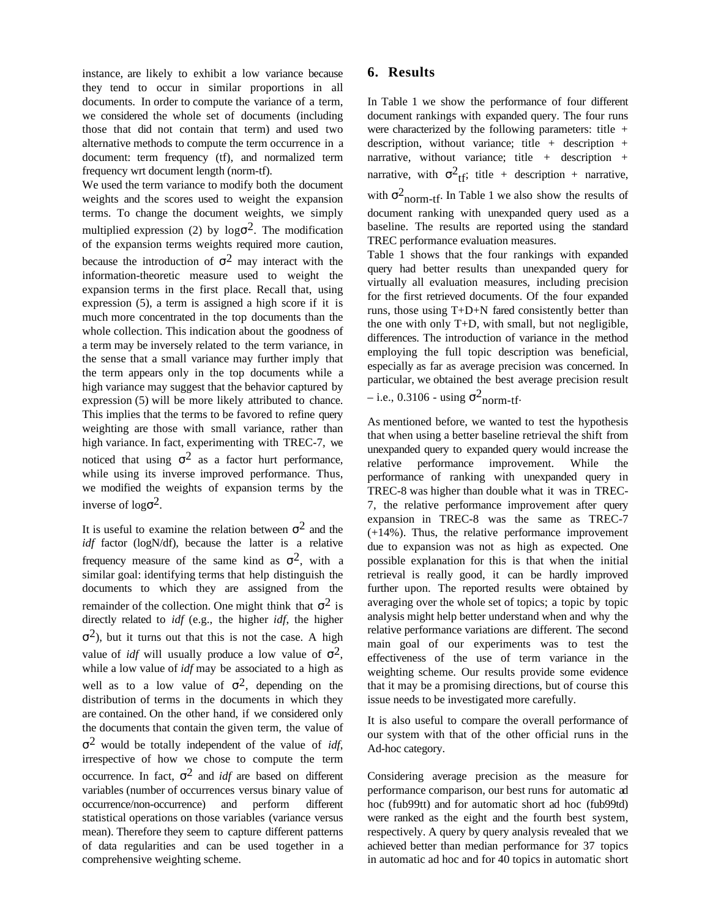instance, are likely to exhibit a low variance because they tend to occur in similar proportions in all documents. In order to compute the variance of a term, we considered the whole set of documents (including those that did not contain that term) and used two alternative methods to compute the term occurrence in a document: term frequency (tf), and normalized term frequency wrt document length (norm-tf).

We used the term variance to modify both the document weights and the scores used to weight the expansion terms. To change the document weights, we simply multiplied expression (2) by $\log\sigma^2$. The modification of the expansion terms weights required more caution, because the introduction of $\sigma^2$ may interact with the information-theoretic measure used to weight the expansion terms in the first place. Recall that, using expression (5), a term is assigned a high score if it is much more concentrated in the top documents than the whole collection. This indication about the goodness of a term may be inversely related to the term variance, in the sense that a small variance may further imply that the term appears only in the top documents while a high variance may suggest that the behavior captured by expression (5) will be more likely attributed to chance. This implies that the terms to be favored to refine query weighting are those with small variance, rather than high variance. In fact, experimenting with TREC-7, we noticed that using $\sigma^2$ as a factor hurt performance, while using its inverse improved performance. Thus, we modified the weights of expansion terms by the inverse of $\log\sigma^2$.

It is useful to examine the relation between $\sigma^2$ and the *idf* factor (logN/df), because the latter is a relative frequency measure of the same kind as $\sigma^2$, with a similar goal: identifying terms that help distinguish the documents to which they are assigned from the remainder of the collection. One might think that $\sigma^2$ is directly related to *idf* (e.g., the higher *idf*, the higher $\sigma^2$), but it turns out that this is not the case. A high value of *idf* will usually produce a low value of $\sigma^2$, while a low value of *idf* may be associated to a high as well as to a low value of $\sigma^2$, depending on the distribution of terms in the documents in which they are contained. On the other hand, if we considered only the documents that contain the given term, the value of $\sigma^2$ would be totally independent of the value of *idf*, irrespective of how we chose to compute the term occurrence. In fact, $\sigma^2$ and *idf* are based on different variables (number of occurrences versus binary value of occurrence/non-occurrence) and perform different statistical operations on those variables (variance versus mean). Therefore they seem to capture different patterns of data regularities and can be used together in a comprehensive weighting scheme.

## 6. Results

In Table 1 we show the performance of four different document rankings with expanded query. The four runs were characterized by the following parameters: title + description, without variance; title + description + narrative, without variance; title + description + narrative, with $\sigma^2_{tf}$; title + description + narrative, with $\sigma^2_{norm\text{-}tf}$. In Table 1 we also show the results of document ranking with unexpanded query used as a baseline. The results are reported using the standard TREC performance evaluation measures.

Table 1 shows that the four rankings with expanded query had better results than unexpanded query for virtually all evaluation measures, including precision for the first retrieved documents. Of the four expanded runs, those using T+D+N fared consistently better than the one with only T+D, with small, but not negligible, differences. The introduction of variance in the method employing the full topic description was beneficial, especially as far as average precision was concerned. In particular, we obtained the best average precision result – i.e., 0.3106 - using $\sigma^2_{norm\text{-}tf}$.

As mentioned before, we wanted to test the hypothesis that when using a better baseline retrieval the shift from unexpanded query to expanded query would increase the relative performance improvement. While the performance of ranking with unexpanded query in TREC-8 was higher than double what it was in TREC-7, the relative performance improvement after query expansion in TREC-8 was the same as TREC-7 (+14%). Thus, the relative performance improvement due to expansion was not as high as expected. One possible explanation for this is that when the initial retrieval is really good, it can be hardly improved further upon. The reported results were obtained by averaging over the whole set of topics; a topic by topic analysis might help better understand when and why the relative performance variations are different. The second main goal of our experiments was to test the effectiveness of the use of term variance in the weighting scheme. Our results provide some evidence that it may be a promising directions, but of course this issue needs to be investigated more carefully.

It is also useful to compare the overall performance of our system with that of the other official runs in the Ad-hoc category.

Considering average precision as the measure for performance comparison, our best runs for automatic ad hoc (fub99tt) and for automatic short ad hoc (fub99td) were ranked as the eight and the fourth best system, respectively. A query by query analysis revealed that we achieved better than median performance for 37 topics in automatic ad hoc and for 40 topics in automatic short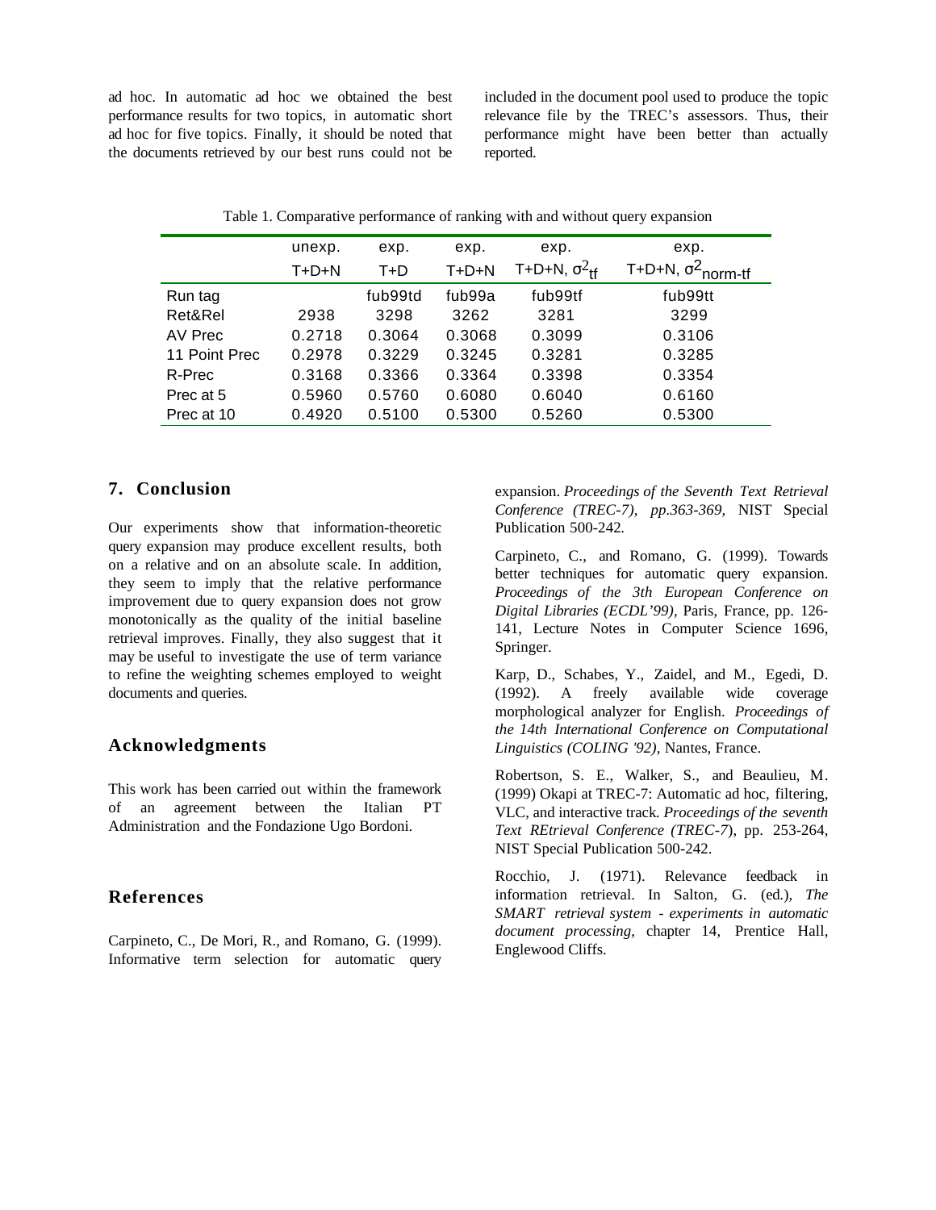ad hoc. In automatic ad hoc we obtained the best performance results for two topics, in automatic short ad hoc for five topics. Finally, it should be noted that the documents retrieved by our best runs could not be included in the document pool used to produce the topic relevance file by the TREC's assessors. Thus, their performance might have been better than actually reported.

Table 1. Comparative performance of ranking with and without query expansion

| | unexp. T+D+N | exp. T+D | exp. T+D+N | exp. T+D+N, $\sigma^2_{tf}$ | exp. T+D+N, $\sigma^2_{norm\text{-}tf}$ |
|---|---|---|---|---|---|
| Run tag | | fub99td | fub99a | fub99tf | fub99tt |
| Ret&Rel | 2938 | 3298 | 3262 | 3281 | 3299 |
| AV Prec | 0.2718 | 0.3064 | 0.3068 | 0.3099 | 0.3106 |
| 11 Point Prec | 0.2978 | 0.3229 | 0.3245 | 0.3281 | 0.3285 |
| R-Prec | 0.3168 | 0.3366 | 0.3364 | 0.3398 | 0.3354 |
| Prec at 5 | 0.5960 | 0.5760 | 0.6080 | 0.6040 | 0.6160 |
| Prec at 10 | 0.4920 | 0.5100 | 0.5300 | 0.5260 | 0.5300 |

## 7. Conclusion

Our experiments show that information-theoretic query expansion may produce excellent results, both on a relative and on an absolute scale. In addition, they seem to imply that the relative performance improvement due to query expansion does not grow monotonically as the quality of the initial baseline retrieval improves. Finally, they also suggest that it may be useful to investigate the use of term variance to refine the weighting schemes employed to weight documents and queries.

## Acknowledgments

This work has been carried out within the framework of an agreement between the Italian PT Administration and the Fondazione Ugo Bordoni.

## References

Carpineto, C., De Mori, R., and Romano, G. (1999). Informative term selection for automatic query expansion. *Proceedings of the Seventh Text Retrieval Conference (TREC-7), pp.363-369,* NIST Special Publication 500-242.

Carpineto, C., and Romano, G. (1999). Towards better techniques for automatic query expansion. *Proceedings of the 3th European Conference on Digital Libraries (ECDL'99)*, Paris, France, pp. 126-141, Lecture Notes in Computer Science 1696, Springer.

Karp, D., Schabes, Y., Zaidel, and M., Egedi, D. (1992). A freely available wide coverage morphological analyzer for English. *Proceedings of the 14th International Conference on Computational Linguistics (COLING '92),* Nantes, France.

Robertson, S. E., Walker, S., and Beaulieu, M. (1999) Okapi at TREC-7: Automatic ad hoc, filtering, VLC, and interactive track. *Proceedings of the seventh Text REtrieval Conference (TREC-7*), pp. 253-264, NIST Special Publication 500-242.

Rocchio, J. (1971). Relevance feedback in information retrieval. In Salton, G. (ed.), *The SMART retrieval system - experiments in automatic document processing*, chapter 14, Prentice Hall, Englewood Cliffs.